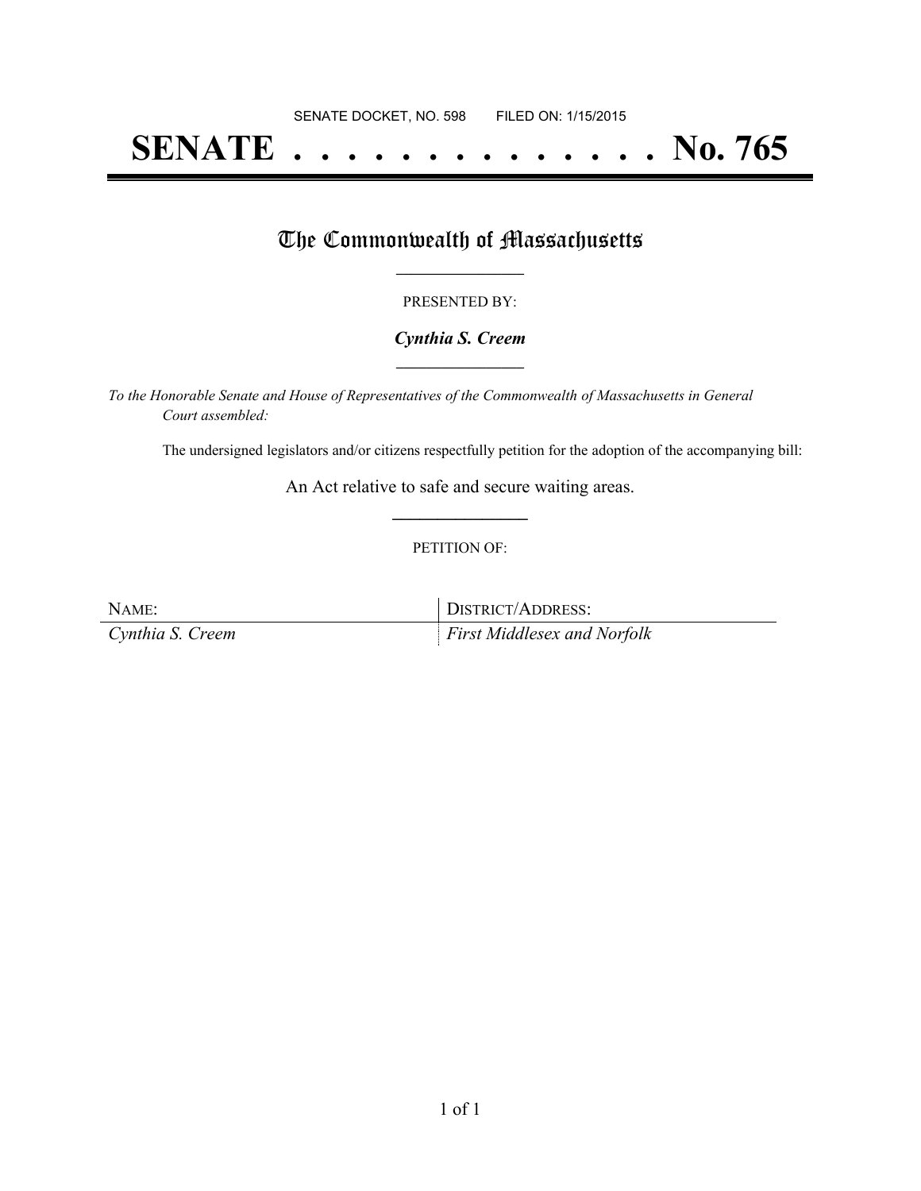SENATE DOCKET, NO. 598 FILED ON: 1/15/2015

# SENATE . . . . . . . . . . . . . . No. 765

## The Commonwealth of Massachusetts

PRESENTED BY:

***Cynthia S. Creem***

*To the Honorable Senate and House of Representatives of the Commonwealth of Massachusetts in General Court assembled:*

The undersigned legislators and/or citizens respectfully petition for the adoption of the accompanying bill:

An Act relative to safe and secure waiting areas.

PETITION OF:

| NAME: | DISTRICT/ADDRESS: |
|---|---|
| *Cynthia S. Creem* | *First Middlesex and Norfolk* |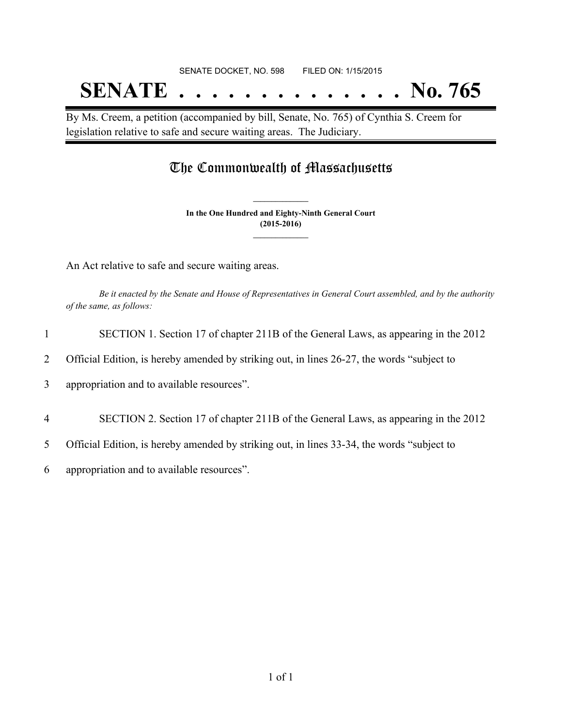SENATE DOCKET, NO. 598 FILED ON: 1/15/2015

# SENATE . . . . . . . . . . . . . . No. 765

By Ms. Creem, a petition (accompanied by bill, Senate, No. 765) of Cynthia S. Creem for legislation relative to safe and secure waiting areas. The Judiciary.

## The Commonwealth of Massachusetts

**In the One Hundred and Eighty-Ninth General Court (2015-2016)**

An Act relative to safe and secure waiting areas.

*Be it enacted by the Senate and House of Representatives in General Court assembled, and by the authority of the same, as follows:*

1 SECTION 1. Section 17 of chapter 211B of the General Laws, as appearing in the 2012
2 Official Edition, is hereby amended by striking out, in lines 26-27, the words "subject to
3 appropriation and to available resources".

4 SECTION 2. Section 17 of chapter 211B of the General Laws, as appearing in the 2012
5 Official Edition, is hereby amended by striking out, in lines 33-34, the words "subject to
6 appropriation and to available resources".